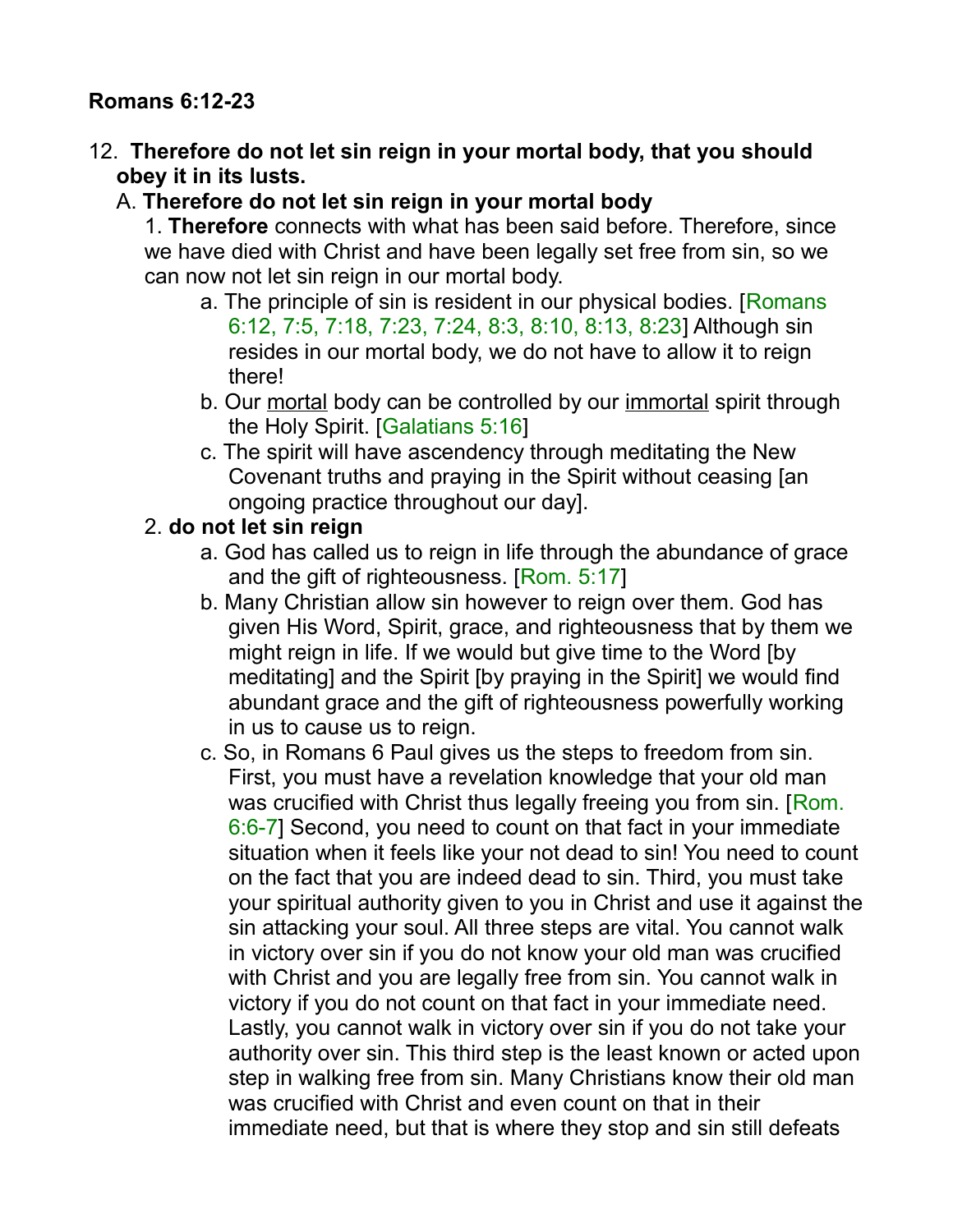**Romans 6:12-23**

12. **Therefore do not let sin reign in your mortal body, that you should obey it in its lusts.**

   A. **Therefore do not let sin reign in your mortal body**

      1. **Therefore** connects with what has been said before. Therefore, since we have died with Christ and have been legally set free from sin, so we can now not let sin reign in our mortal body.

         a. The principle of sin is resident in our physical bodies. [Romans 6:12, 7:5, 7:18, 7:23, 7:24, 8:3, 8:10, 8:13, 8:23] Although sin resides in our mortal body, we do not have to allow it to reign there!

         b. Our mortal body can be controlled by our immortal spirit through the Holy Spirit. [Galatians 5:16]

         c. The spirit will have ascendency through meditating the New Covenant truths and praying in the Spirit without ceasing [an ongoing practice throughout our day].

      2. **do not let sin reign**

         a. God has called us to reign in life through the abundance of grace and the gift of righteousness. [Rom. 5:17]

         b. Many Christian allow sin however to reign over them. God has given His Word, Spirit, grace, and righteousness that by them we might reign in life. If we would but give time to the Word [by meditating] and the Spirit [by praying in the Spirit] we would find abundant grace and the gift of righteousness powerfully working in us to cause us to reign.

         c. So, in Romans 6 Paul gives us the steps to freedom from sin. First, you must have a revelation knowledge that your old man was crucified with Christ thus legally freeing you from sin. [Rom. 6:6-7] Second, you need to count on that fact in your immediate situation when it feels like your not dead to sin! You need to count on the fact that you are indeed dead to sin. Third, you must take your spiritual authority given to you in Christ and use it against the sin attacking your soul. All three steps are vital. You cannot walk in victory over sin if you do not know your old man was crucified with Christ and you are legally free from sin. You cannot walk in victory if you do not count on that fact in your immediate need. Lastly, you cannot walk in victory over sin if you do not take your authority over sin. This third step is the least known or acted upon step in walking free from sin. Many Christians know their old man was crucified with Christ and even count on that in their immediate need, but that is where they stop and sin still defeats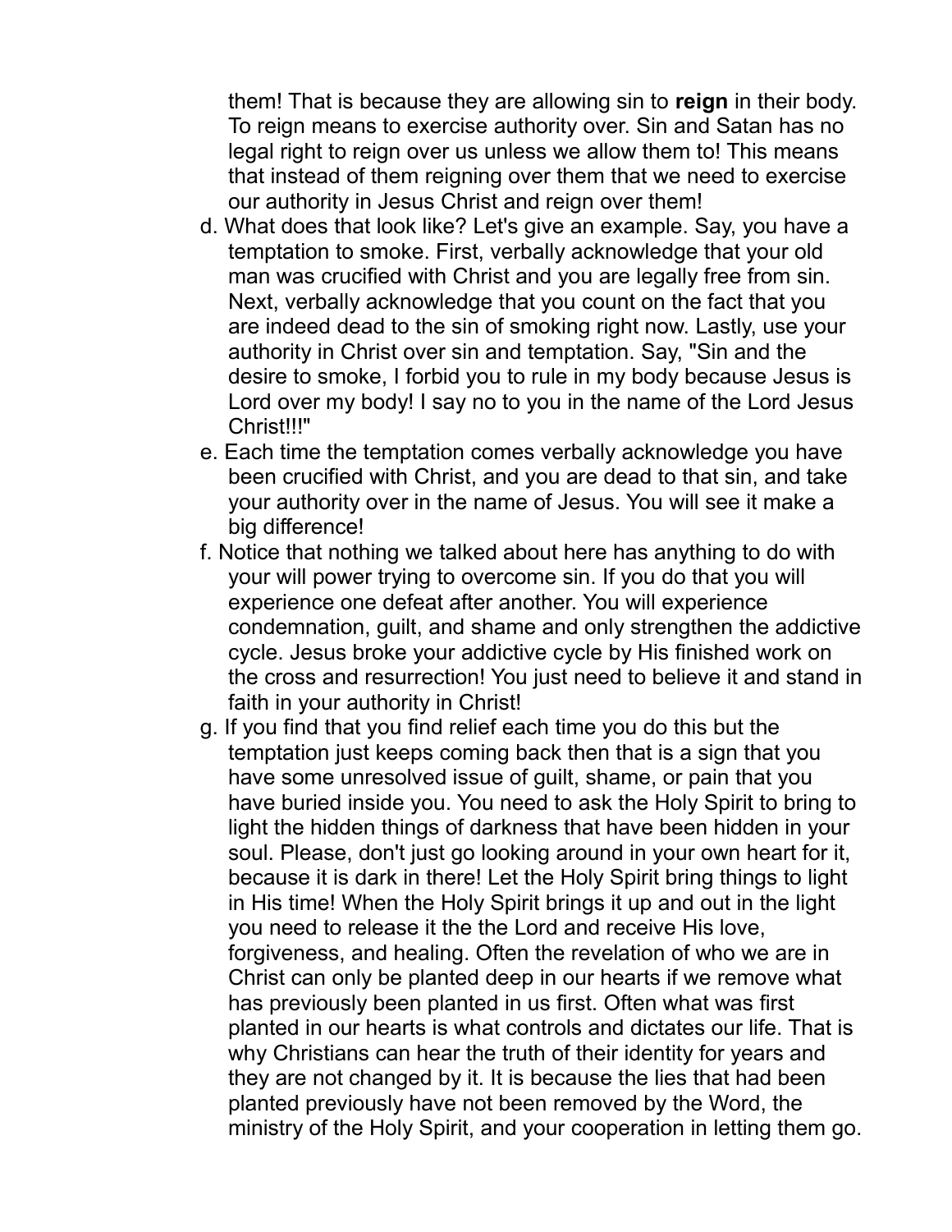them! That is because they are allowing sin to **reign** in their body. To reign means to exercise authority over. Sin and Satan has no legal right to reign over us unless we allow them to! This means that instead of them reigning over them that we need to exercise our authority in Jesus Christ and reign over them!

d. What does that look like? Let's give an example. Say, you have a temptation to smoke. First, verbally acknowledge that your old man was crucified with Christ and you are legally free from sin. Next, verbally acknowledge that you count on the fact that you are indeed dead to the sin of smoking right now. Lastly, use your authority in Christ over sin and temptation. Say, "Sin and the desire to smoke, I forbid you to rule in my body because Jesus is Lord over my body! I say no to you in the name of the Lord Jesus Christ!!!"

e. Each time the temptation comes verbally acknowledge you have been crucified with Christ, and you are dead to that sin, and take your authority over in the name of Jesus. You will see it make a big difference!

f. Notice that nothing we talked about here has anything to do with your will power trying to overcome sin. If you do that you will experience one defeat after another. You will experience condemnation, guilt, and shame and only strengthen the addictive cycle. Jesus broke your addictive cycle by His finished work on the cross and resurrection! You just need to believe it and stand in faith in your authority in Christ!

g. If you find that you find relief each time you do this but the temptation just keeps coming back then that is a sign that you have some unresolved issue of guilt, shame, or pain that you have buried inside you. You need to ask the Holy Spirit to bring to light the hidden things of darkness that have been hidden in your soul. Please, don't just go looking around in your own heart for it, because it is dark in there! Let the Holy Spirit bring things to light in His time! When the Holy Spirit brings it up and out in the light you need to release it the the Lord and receive His love, forgiveness, and healing. Often the revelation of who we are in Christ can only be planted deep in our hearts if we remove what has previously been planted in us first. Often what was first planted in our hearts is what controls and dictates our life. That is why Christians can hear the truth of their identity for years and they are not changed by it. It is because the lies that had been planted previously have not been removed by the Word, the ministry of the Holy Spirit, and your cooperation in letting them go.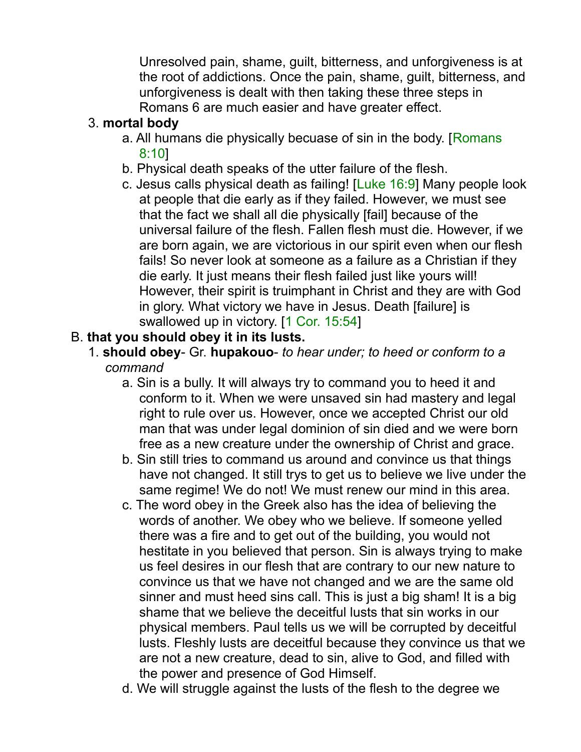Unresolved pain, shame, guilt, bitterness, and unforgiveness is at the root of addictions. Once the pain, shame, guilt, bitterness, and unforgiveness is dealt with then taking these three steps in Romans 6 are much easier and have greater effect.

3. **mortal body**
    a. All humans die physically becuase of sin in the body. [Romans 8:10]
    b. Physical death speaks of the utter failure of the flesh.
    c. Jesus calls physical death as failing! [Luke 16:9] Many people look at people that die early as if they failed. However, we must see that the fact we shall all die physically [fail] because of the universal failure of the flesh. Fallen flesh must die. However, if we are born again, we are victorious in our spirit even when our flesh fails! So never look at someone as a failure as a Christian if they die early. It just means their flesh failed just like yours will! However, their spirit is truimphant in Christ and they are with God in glory. What victory we have in Jesus. Death [failure] is swallowed up in victory. [1 Cor. 15:54]

B. **that you should obey it in its lusts.**

1. **should obey**- Gr. **hupakouo**- *to hear under; to heed or conform to a command*
    a. Sin is a bully. It will always try to command you to heed it and conform to it. When we were unsaved sin had mastery and legal right to rule over us. However, once we accepted Christ our old man that was under legal dominion of sin died and we were born free as a new creature under the ownership of Christ and grace.
    b. Sin still tries to command us around and convince us that things have not changed. It still trys to get us to believe we live under the same regime! We do not! We must renew our mind in this area.
    c. The word obey in the Greek also has the idea of believing the words of another. We obey who we believe. If someone yelled there was a fire and to get out of the building, you would not hestitate in you believed that person. Sin is always trying to make us feel desires in our flesh that are contrary to our new nature to convince us that we have not changed and we are the same old sinner and must heed sins call. This is just a big sham! It is a big shame that we believe the deceitful lusts that sin works in our physical members. Paul tells us we will be corrupted by deceitful lusts. Fleshly lusts are deceitful because they convince us that we are not a new creature, dead to sin, alive to God, and filled with the power and presence of God Himself.
    d. We will struggle against the lusts of the flesh to the degree we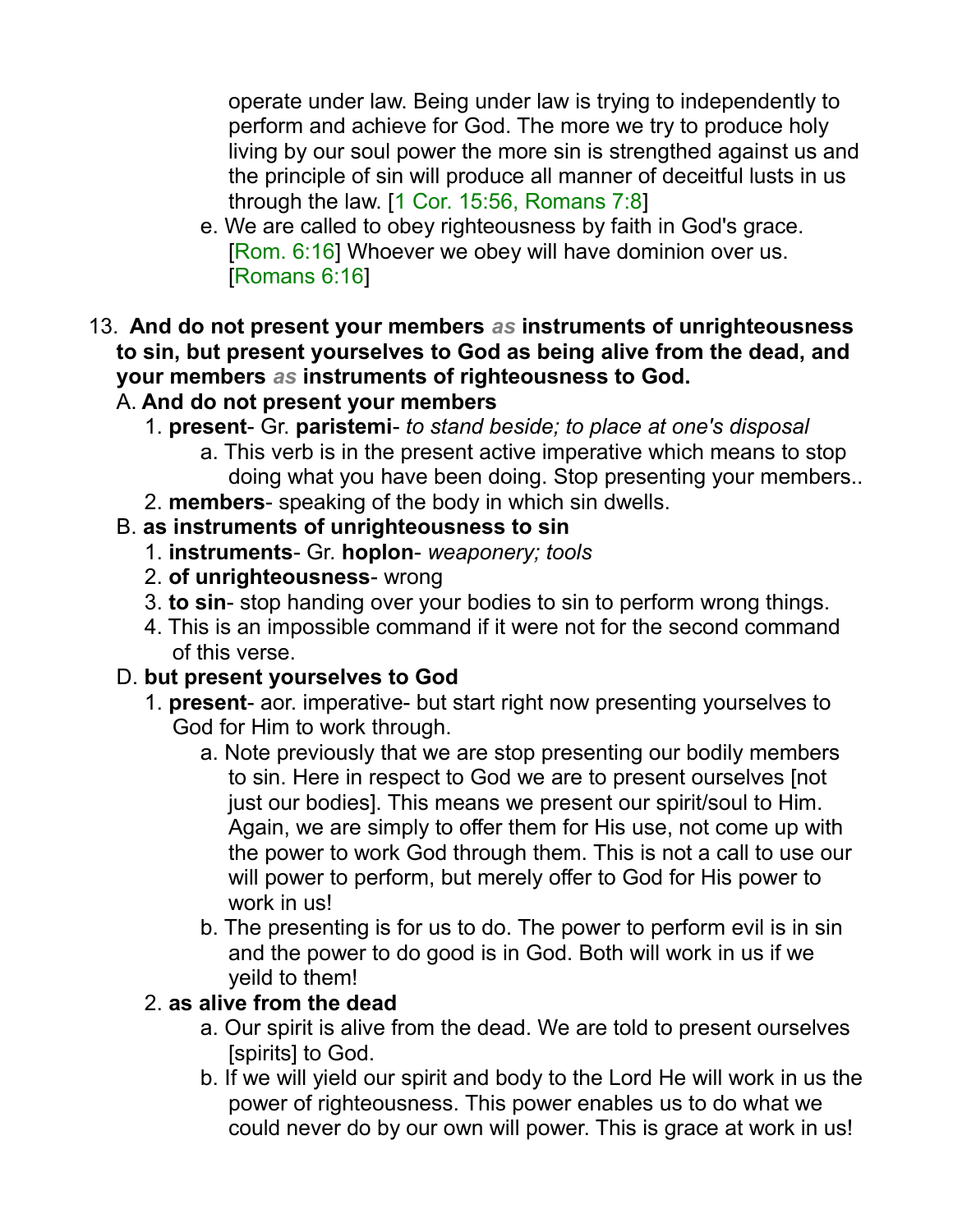operate under law. Being under law is trying to independently to perform and achieve for God. The more we try to produce holy living by our soul power the more sin is strengthed against us and the principle of sin will produce all manner of deceitful lusts in us through the law. [1 Cor. 15:56, Romans 7:8]

e. We are called to obey righteousness by faith in God's grace. [Rom. 6:16] Whoever we obey will have dominion over us. [Romans 6:16]

13. **And do not present your members *as* instruments of unrighteousness to sin, but present yourselves to God as being alive from the dead, and your members *as* instruments of righteousness to God.**

A. **And do not present your members**

1. **present**- Gr. **paristemi**- *to stand beside; to place at one's disposal*
   a. This verb is in the present active imperative which means to stop doing what you have been doing. Stop presenting your members..
2. **members**- speaking of the body in which sin dwells.

B. **as instruments of unrighteousness to sin**

1. **instruments**- Gr. **hoplon**- *weaponery; tools*
2. **of unrighteousness**- wrong
3. **to sin**- stop handing over your bodies to sin to perform wrong things.
4. This is an impossible command if it were not for the second command of this verse.

D. **but present yourselves to God**

1. **present**- aor. imperative- but start right now presenting yourselves to God for Him to work through.
   a. Note previously that we are stop presenting our bodily members to sin. Here in respect to God we are to present ourselves [not just our bodies]. This means we present our spirit/soul to Him. Again, we are simply to offer them for His use, not come up with the power to work God through them. This is not a call to use our will power to perform, but merely offer to God for His power to work in us!
   b. The presenting is for us to do. The power to perform evil is in sin and the power to do good is in God. Both will work in us if we yeild to them!
2. **as alive from the dead**
   a. Our spirit is alive from the dead. We are told to present ourselves [spirits] to God.
   b. If we will yield our spirit and body to the Lord He will work in us the power of righteousness. This power enables us to do what we could never do by our own will power. This is grace at work in us!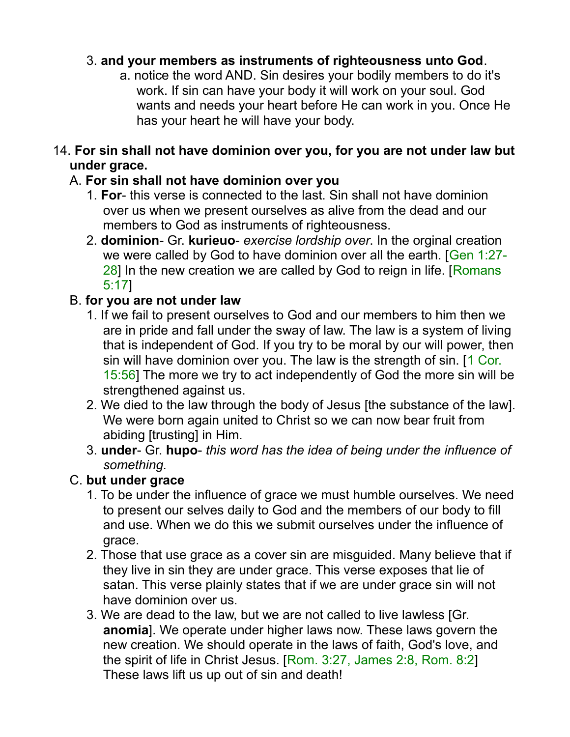3. **and your members as instruments of righteousness unto God**.
    a. notice the word AND. Sin desires your bodily members to do it's work. If sin can have your body it will work on your soul. God wants and needs your heart before He can work in you. Once He has your heart he will have your body.

14. **For sin shall not have dominion over you, for you are not under law but under grace.**
    A. **For sin shall not have dominion over you**
        1. **For**- this verse is connected to the last. Sin shall not have dominion over us when we present ourselves as alive from the dead and our members to God as instruments of righteousness.
        2. **dominion**- Gr. **kurieuo**- *exercise lordship over*. In the orginal creation we were called by God to have dominion over all the earth. [Gen 1:27-28] In the new creation we are called by God to reign in life. [Romans 5:17]
    B. **for you are not under law**
        1. If we fail to present ourselves to God and our members to him then we are in pride and fall under the sway of law. The law is a system of living that is independent of God. If you try to be moral by our will power, then sin will have dominion over you. The law is the strength of sin. [1 Cor. 15:56] The more we try to act independently of God the more sin will be strengthened against us.
        2. We died to the law through the body of Jesus [the substance of the law]. We were born again united to Christ so we can now bear fruit from abiding [trusting] in Him.
        3. **under**- Gr. **hupo**- *this word has the idea of being under the influence of something.*
    C. **but under grace**
        1. To be under the influence of grace we must humble ourselves. We need to present our selves daily to God and the members of our body to fill and use. When we do this we submit ourselves under the influence of grace.
        2. Those that use grace as a cover sin are misguided. Many believe that if they live in sin they are under grace. This verse exposes that lie of satan. This verse plainly states that if we are under grace sin will not have dominion over us.
        3. We are dead to the law, but we are not called to live lawless [Gr. **anomia**]. We operate under higher laws now. These laws govern the new creation. We should operate in the laws of faith, God's love, and the spirit of life in Christ Jesus. [Rom. 3:27, James 2:8, Rom. 8:2] These laws lift us up out of sin and death!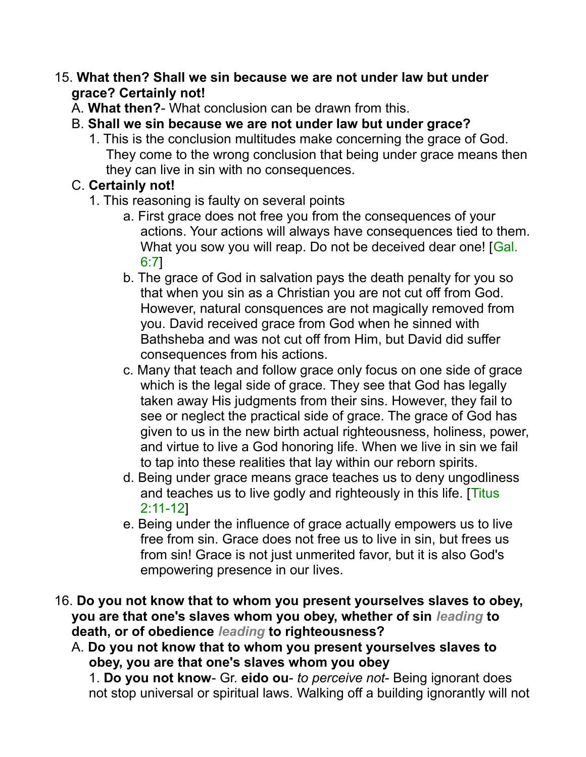15. **What then? Shall we sin because we are not under law but under grace? Certainly not!**
   A. **What then?**- What conclusion can be drawn from this.
   B. **Shall we sin because we are not under law but under grace?**
      1. This is the conclusion multitudes make concerning the grace of God. They come to the wrong conclusion that being under grace means then they can live in sin with no consequences.
   C. **Certainly not!**
      1. This reasoning is faulty on several points
         a. First grace does not free you from the consequences of your actions. Your actions will always have consequences tied to them. What you sow you will reap. Do not be deceived dear one! [Gal. 6:7]
         b. The grace of God in salvation pays the death penalty for you so that when you sin as a Christian you are not cut off from God. However, natural consquences are not magically removed from you. David received grace from God when he sinned with Bathsheba and was not cut off from Him, but David did suffer consequences from his actions.
         c. Many that teach and follow grace only focus on one side of grace which is the legal side of grace. They see that God has legally taken away His judgments from their sins. However, they fail to see or neglect the practical side of grace. The grace of God has given to us in the new birth actual righteousness, holiness, power, and virtue to live a God honoring life. When we live in sin we fail to tap into these realities that lay within our reborn spirits.
         d. Being under grace means grace teaches us to deny ungodliness and teaches us to live godly and righteously in this life. [Titus 2:11-12]
         e. Being under the influence of grace actually empowers us to live free from sin. Grace does not free us to live in sin, but frees us from sin! Grace is not just unmerited favor, but it is also God's empowering presence in our lives.

16. **Do you not know that to whom you present yourselves slaves to obey, you are that one's slaves whom you obey, whether of sin *leading* to death, or of obedience *leading* to righteousness?**
   A. **Do you not know that to whom you present yourselves slaves to obey, you are that one's slaves whom you obey**
      1. **Do you not know**- Gr. **eido ou**- *to perceive not*- Being ignorant does not stop universal or spiritual laws. Walking off a building ignorantly will not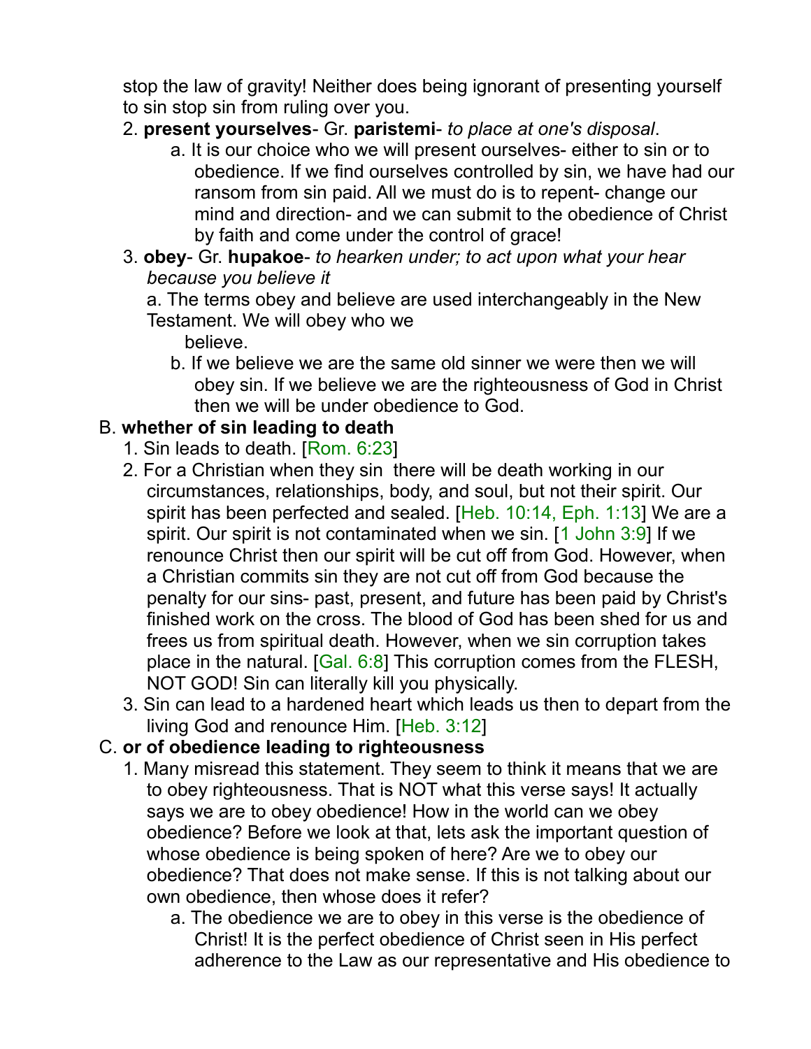stop the law of gravity! Neither does being ignorant of presenting yourself to sin stop sin from ruling over you.

2. **present yourselves**- Gr. **paristemi**- *to place at one's disposal*.
    a. It is our choice who we will present ourselves- either to sin or to obedience. If we find ourselves controlled by sin, we have had our ransom from sin paid. All we must do is to repent- change our mind and direction- and we can submit to the obedience of Christ by faith and come under the control of grace!
3. **obey**- Gr. **hupakoe**- *to hearken under; to act upon what your hear because you believe it*
    a. The terms obey and believe are used interchangeably in the New Testament. We will obey who we believe.
    b. If we believe we are the same old sinner we were then we will obey sin. If we believe we are the righteousness of God in Christ then we will be under obedience to God.

B. **whether of sin leading to death**

1. Sin leads to death. [Rom. 6:23]
2. For a Christian when they sin there will be death working in our circumstances, relationships, body, and soul, but not their spirit. Our spirit has been perfected and sealed. [Heb. 10:14, Eph. 1:13] We are a spirit. Our spirit is not contaminated when we sin. [1 John 3:9] If we renounce Christ then our spirit will be cut off from God. However, when a Christian commits sin they are not cut off from God because the penalty for our sins- past, present, and future has been paid by Christ's finished work on the cross. The blood of God has been shed for us and frees us from spiritual death. However, when we sin corruption takes place in the natural. [Gal. 6:8] This corruption comes from the FLESH, NOT GOD! Sin can literally kill you physically.
3. Sin can lead to a hardened heart which leads us then to depart from the living God and renounce Him. [Heb. 3:12]

C. **or of obedience leading to righteousness**

1. Many misread this statement. They seem to think it means that we are to obey righteousness. That is NOT what this verse says! It actually says we are to obey obedience! How in the world can we obey obedience? Before we look at that, lets ask the important question of whose obedience is being spoken of here? Are we to obey our obedience? That does not make sense. If this is not talking about our own obedience, then whose does it refer?
    a. The obedience we are to obey in this verse is the obedience of Christ! It is the perfect obedience of Christ seen in His perfect adherence to the Law as our representative and His obedience to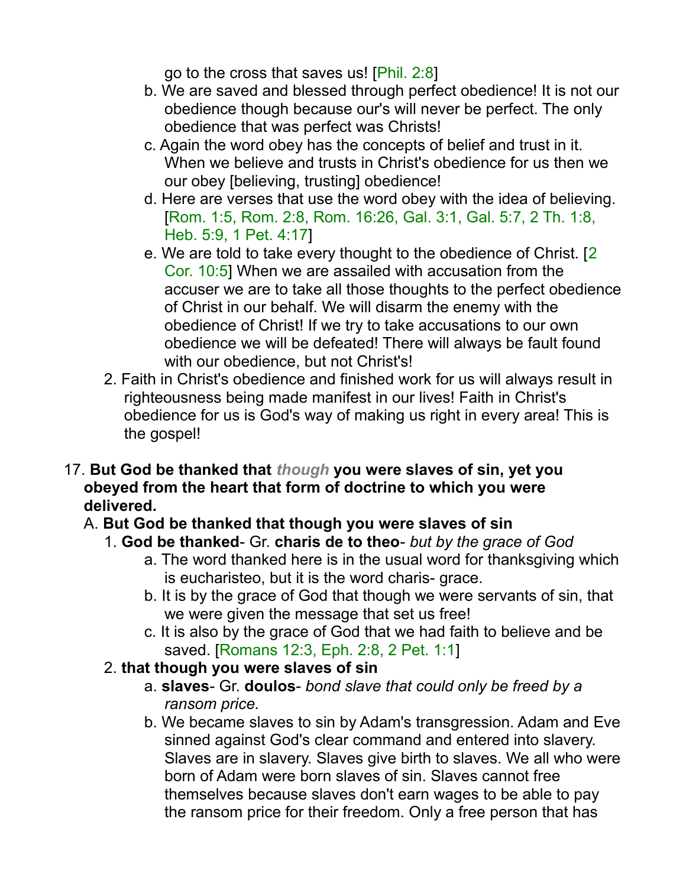go to the cross that saves us! [Phil. 2:8]

   b. We are saved and blessed through perfect obedience! It is not our obedience though because our's will never be perfect. The only obedience that was perfect was Christs!
   c. Again the word obey has the concepts of belief and trust in it. When we believe and trusts in Christ's obedience for us then we our obey [believing, trusting] obedience!
   d. Here are verses that use the word obey with the idea of believing. [Rom. 1:5, Rom. 2:8, Rom. 16:26, Gal. 3:1, Gal. 5:7, 2 Th. 1:8, Heb. 5:9, 1 Pet. 4:17]
   e. We are told to take every thought to the obedience of Christ. [2 Cor. 10:5] When we are assailed with accusation from the accuser we are to take all those thoughts to the perfect obedience of Christ in our behalf. We will disarm the enemy with the obedience of Christ! If we try to take accusations to our own obedience we will be defeated! There will always be fault found with our obedience, but not Christ's!

2. Faith in Christ's obedience and finished work for us will always result in righteousness being made manifest in our lives! Faith in Christ's obedience for us is God's way of making us right in every area! This is the gospel!

17. **But God be thanked that *though* you were slaves of sin, yet you obeyed from the heart that form of doctrine to which you were delivered.**

A. **But God be thanked that though you were slaves of sin**

1. **God be thanked**- Gr. **charis de to theo**- *but by the grace of God*
   a. The word thanked here is in the usual word for thanksgiving which is eucharisteo, but it is the word charis- grace.
   b. It is by the grace of God that though we were servants of sin, that we were given the message that set us free!
   c. It is also by the grace of God that we had faith to believe and be saved. [Romans 12:3, Eph. 2:8, 2 Pet. 1:1]

2. **that though you were slaves of sin**
   a. **slaves**- Gr. **doulos**- *bond slave that could only be freed by a ransom price.*
   b. We became slaves to sin by Adam's transgression. Adam and Eve sinned against God's clear command and entered into slavery. Slaves are in slavery. Slaves give birth to slaves. We all who were born of Adam were born slaves of sin. Slaves cannot free themselves because slaves don't earn wages to be able to pay the ransom price for their freedom. Only a free person that has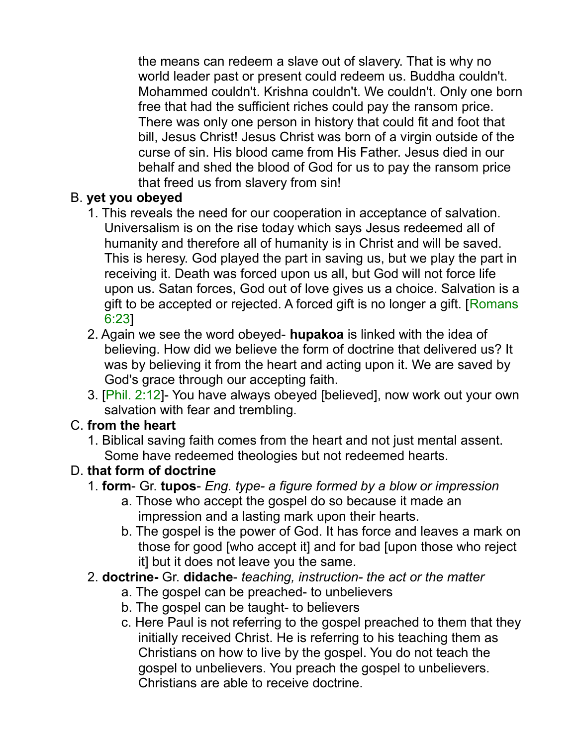the means can redeem a slave out of slavery. That is why no world leader past or present could redeem us. Buddha couldn't. Mohammed couldn't. Krishna couldn't. We couldn't. Only one born free that had the sufficient riches could pay the ransom price. There was only one person in history that could fit and foot that bill, Jesus Christ! Jesus Christ was born of a virgin outside of the curse of sin. His blood came from His Father. Jesus died in our behalf and shed the blood of God for us to pay the ransom price that freed us from slavery from sin!

B. **yet you obeyed**

1. This reveals the need for our cooperation in acceptance of salvation. Universalism is on the rise today which says Jesus redeemed all of humanity and therefore all of humanity is in Christ and will be saved. This is heresy. God played the part in saving us, but we play the part in receiving it. Death was forced upon us all, but God will not force life upon us. Satan forces, God out of love gives us a choice. Salvation is a gift to be accepted or rejected. A forced gift is no longer a gift. [Romans 6:23]
2. Again we see the word obeyed- **hupakoa** is linked with the idea of believing. How did we believe the form of doctrine that delivered us? It was by believing it from the heart and acting upon it. We are saved by God's grace through our accepting faith.
3. [Phil. 2:12]- You have always obeyed [believed], now work out your own salvation with fear and trembling.

C. **from the heart**

1. Biblical saving faith comes from the heart and not just mental assent. Some have redeemed theologies but not redeemed hearts.

D. **that form of doctrine**

1. **form**- Gr. **tupos**- *Eng. type- a figure formed by a blow or impression*
   a. Those who accept the gospel do so because it made an impression and a lasting mark upon their hearts.
   b. The gospel is the power of God. It has force and leaves a mark on those for good [who accept it] and for bad [upon those who reject it] but it does not leave you the same.
2. **doctrine-** Gr. **didache**- *teaching, instruction- the act or the matter*
   a. The gospel can be preached- to unbelievers
   b. The gospel can be taught- to believers
   c. Here Paul is not referring to the gospel preached to them that they initially received Christ. He is referring to his teaching them as Christians on how to live by the gospel. You do not teach the gospel to unbelievers. You preach the gospel to unbelievers. Christians are able to receive doctrine.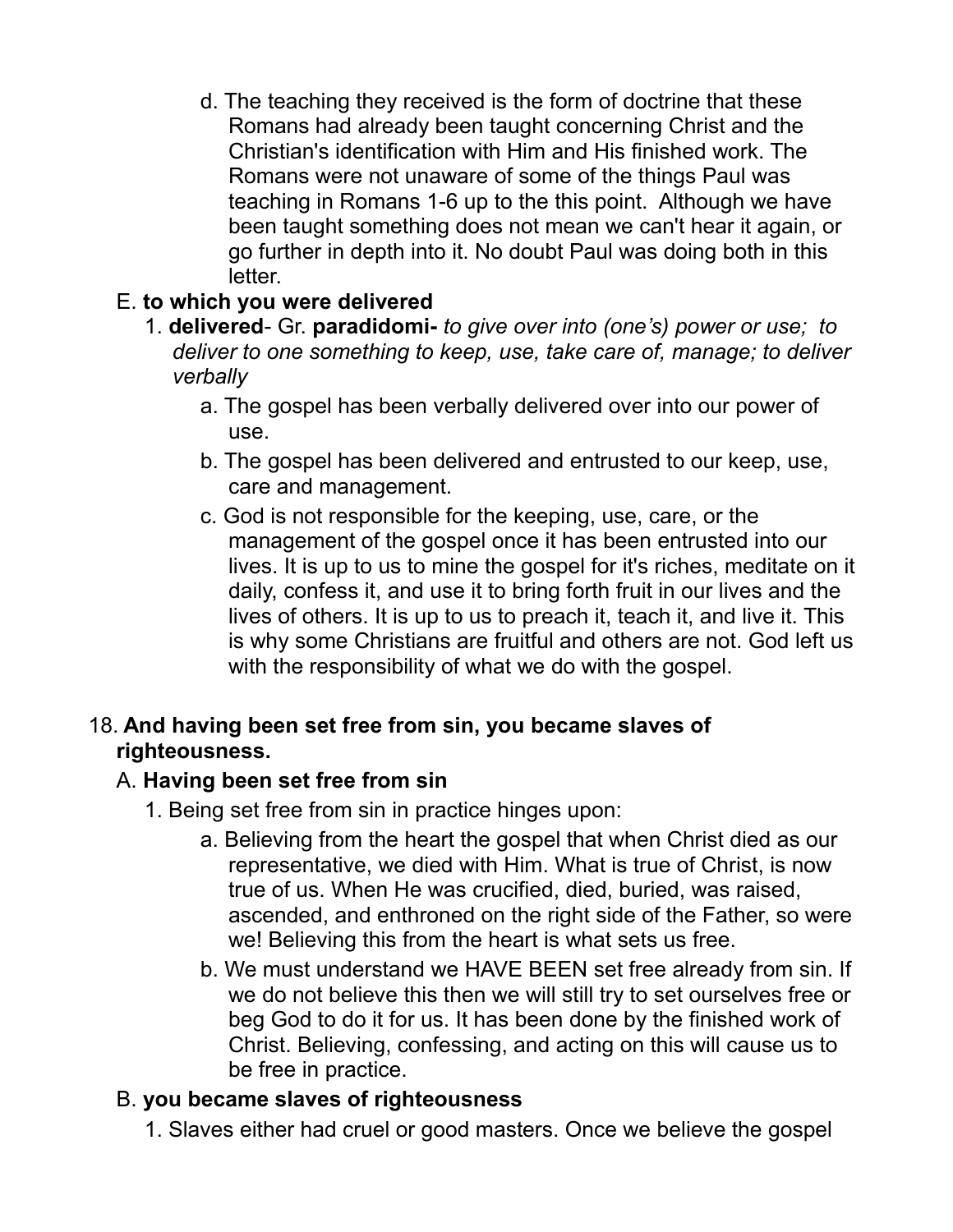d. The teaching they received is the form of doctrine that these Romans had already been taught concerning Christ and the Christian's identification with Him and His finished work. The Romans were not unaware of some of the things Paul was teaching in Romans 1-6 up to the this point. Although we have been taught something does not mean we can't hear it again, or go further in depth into it. No doubt Paul was doing both in this letter.

E. **to which you were delivered**

1. **delivered**- Gr. **paradidomi-** *to give over into (one's) power or use; to deliver to one something to keep, use, take care of, manage; to deliver verbally*

    a. The gospel has been verbally delivered over into our power of use.

    b. The gospel has been delivered and entrusted to our keep, use, care and management.

    c. God is not responsible for the keeping, use, care, or the management of the gospel once it has been entrusted into our lives. It is up to us to mine the gospel for it's riches, meditate on it daily, confess it, and use it to bring forth fruit in our lives and the lives of others. It is up to us to preach it, teach it, and live it. This is why some Christians are fruitful and others are not. God left us with the responsibility of what we do with the gospel.

18. **And having been set free from sin, you became slaves of righteousness.**

A. **Having been set free from sin**

1. Being set free from sin in practice hinges upon:

    a. Believing from the heart the gospel that when Christ died as our representative, we died with Him. What is true of Christ, is now true of us. When He was crucified, died, buried, was raised, ascended, and enthroned on the right side of the Father, so were we! Believing this from the heart is what sets us free.

    b. We must understand we HAVE BEEN set free already from sin. If we do not believe this then we will still try to set ourselves free or beg God to do it for us. It has been done by the finished work of Christ. Believing, confessing, and acting on this will cause us to be free in practice.

B. **you became slaves of righteousness**

1. Slaves either had cruel or good masters. Once we believe the gospel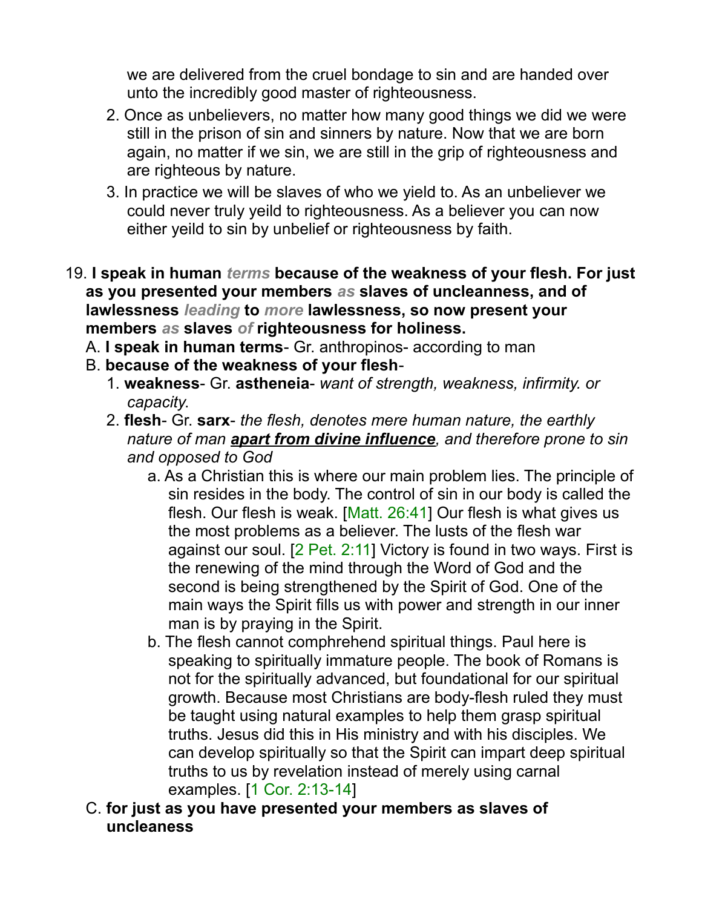we are delivered from the cruel bondage to sin and are handed over unto the incredibly good master of righteousness.

2. Once as unbelievers, no matter how many good things we did we were still in the prison of sin and sinners by nature. Now that we are born again, no matter if we sin, we are still in the grip of righteousness and are righteous by nature.
3. In practice we will be slaves of who we yield to. As an unbeliever we could never truly yeild to righteousness. As a believer you can now either yeild to sin by unbelief or righteousness by faith.

19. **I speak in human *terms* because of the weakness of your flesh. For just as you presented your members *as* slaves of uncleanness, and of lawlessness *leading* to *more* lawlessness, so now present your members *as* slaves *of* righteousness for holiness.**
   A. **I speak in human terms**- Gr. anthropinos- according to man
   B. **because of the weakness of your flesh**-
      1. **weakness**- Gr. **astheneia**- *want of strength, weakness, infirmity. or capacity.*
      2. **flesh**- Gr. **sarx**- *the flesh, denotes mere human nature, the earthly nature of man* ***apart from divine influence****, and therefore prone to sin and opposed to God*
         a. As a Christian this is where our main problem lies. The principle of sin resides in the body. The control of sin in our body is called the flesh. Our flesh is weak. [Matt. 26:41] Our flesh is what gives us the most problems as a believer. The lusts of the flesh war against our soul. [2 Pet. 2:11] Victory is found in two ways. First is the renewing of the mind through the Word of God and the second is being strengthened by the Spirit of God. One of the main ways the Spirit fills us with power and strength in our inner man is by praying in the Spirit.
         b. The flesh cannot comphrehend spiritual things. Paul here is speaking to spiritually immature people. The book of Romans is not for the spiritually advanced, but foundational for our spiritual growth. Because most Christians are body-flesh ruled they must be taught using natural examples to help them grasp spiritual truths. Jesus did this in His ministry and with his disciples. We can develop spiritually so that the Spirit can impart deep spiritual truths to us by revelation instead of merely using carnal examples. [1 Cor. 2:13-14]
   C. **for just as you have presented your members as slaves of uncleaness**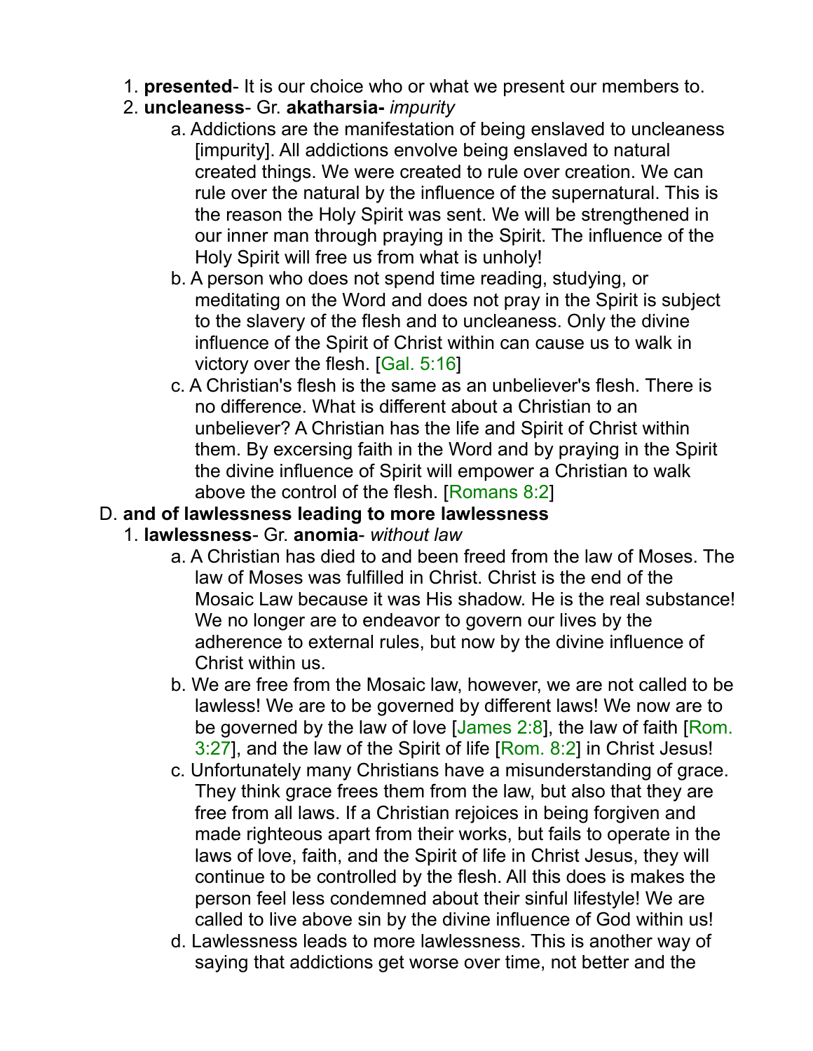1. **presented**- It is our choice who or what we present our members to.
2. **uncleaness**- Gr. **akatharsia-** *impurity*
    a. Addictions are the manifestation of being enslaved to uncleaness [impurity]. All addictions envolve being enslaved to natural created things. We were created to rule over creation. We can rule over the natural by the influence of the supernatural. This is the reason the Holy Spirit was sent. We will be strengthened in our inner man through praying in the Spirit. The influence of the Holy Spirit will free us from what is unholy!
    b. A person who does not spend time reading, studying, or meditating on the Word and does not pray in the Spirit is subject to the slavery of the flesh and to uncleaness. Only the divine influence of the Spirit of Christ within can cause us to walk in victory over the flesh. [Gal. 5:16]
    c. A Christian's flesh is the same as an unbeliever's flesh. There is no difference. What is different about a Christian to an unbeliever? A Christian has the life and Spirit of Christ within them. By excersing faith in the Word and by praying in the Spirit the divine influence of Spirit will empower a Christian to walk above the control of the flesh. [Romans 8:2]

D. **and of lawlessness leading to more lawlessness**

1. **lawlessness**- Gr. **anomia**- *without law*
    a. A Christian has died to and been freed from the law of Moses. The law of Moses was fulfilled in Christ. Christ is the end of the Mosaic Law because it was His shadow. He is the real substance! We no longer are to endeavor to govern our lives by the adherence to external rules, but now by the divine influence of Christ within us.
    b. We are free from the Mosaic law, however, we are not called to be lawless! We are to be governed by different laws! We now are to be governed by the law of love [James 2:8], the law of faith [Rom. 3:27], and the law of the Spirit of life [Rom. 8:2] in Christ Jesus!
    c. Unfortunately many Christians have a misunderstanding of grace. They think grace frees them from the law, but also that they are free from all laws. If a Christian rejoices in being forgiven and made righteous apart from their works, but fails to operate in the laws of love, faith, and the Spirit of life in Christ Jesus, they will continue to be controlled by the flesh. All this does is makes the person feel less condemned about their sinful lifestyle! We are called to live above sin by the divine influence of God within us!
    d. Lawlessness leads to more lawlessness. This is another way of saying that addictions get worse over time, not better and the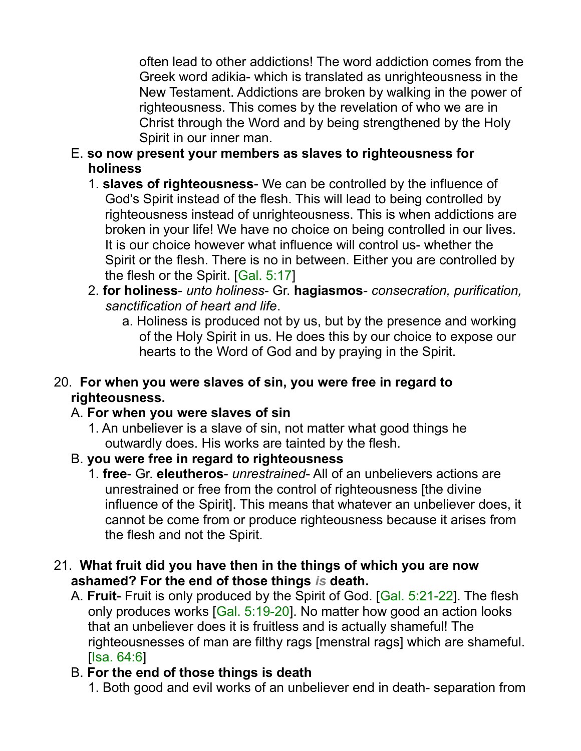often lead to other addictions! The word addiction comes from the Greek word adikia- which is translated as unrighteousness in the New Testament. Addictions are broken by walking in the power of righteousness. This comes by the revelation of who we are in Christ through the Word and by being strengthened by the Holy Spirit in our inner man.

E. **so now present your members as slaves to righteousness for holiness**

1. **slaves of righteousness**- We can be controlled by the influence of God's Spirit instead of the flesh. This will lead to being controlled by righteousness instead of unrighteousness. This is when addictions are broken in your life! We have no choice on being controlled in our lives. It is our choice however what influence will control us- whether the Spirit or the flesh. There is no in between. Either you are controlled by the flesh or the Spirit. [Gal. 5:17]
2. **for holiness**- *unto holiness*- Gr. **hagiasmos**- *consecration, purification, sanctification of heart and life*.
   a. Holiness is produced not by us, but by the presence and working of the Holy Spirit in us. He does this by our choice to expose our hearts to the Word of God and by praying in the Spirit.

20. **For when you were slaves of sin, you were free in regard to righteousness.**

A. **For when you were slaves of sin**

1. An unbeliever is a slave of sin, not matter what good things he outwardly does. His works are tainted by the flesh.

B. **you were free in regard to righteousness**

1. **free**- Gr. **eleutheros**- *unrestrained*- All of an unbelievers actions are unrestrained or free from the control of righteousness [the divine influence of the Spirit]. This means that whatever an unbeliever does, it cannot be come from or produce righteousness because it arises from the flesh and not the Spirit.

21. **What fruit did you have then in the things of which you are now ashamed? For the end of those things *is* death.**

A. **Fruit**- Fruit is only produced by the Spirit of God. [Gal. 5:21-22]. The flesh only produces works [Gal. 5:19-20]. No matter how good an action looks that an unbeliever does it is fruitless and is actually shameful! The righteousnesses of man are filthy rags [menstral rags] which are shameful. [Isa. 64:6]

B. **For the end of those things is death**

1. Both good and evil works of an unbeliever end in death- separation from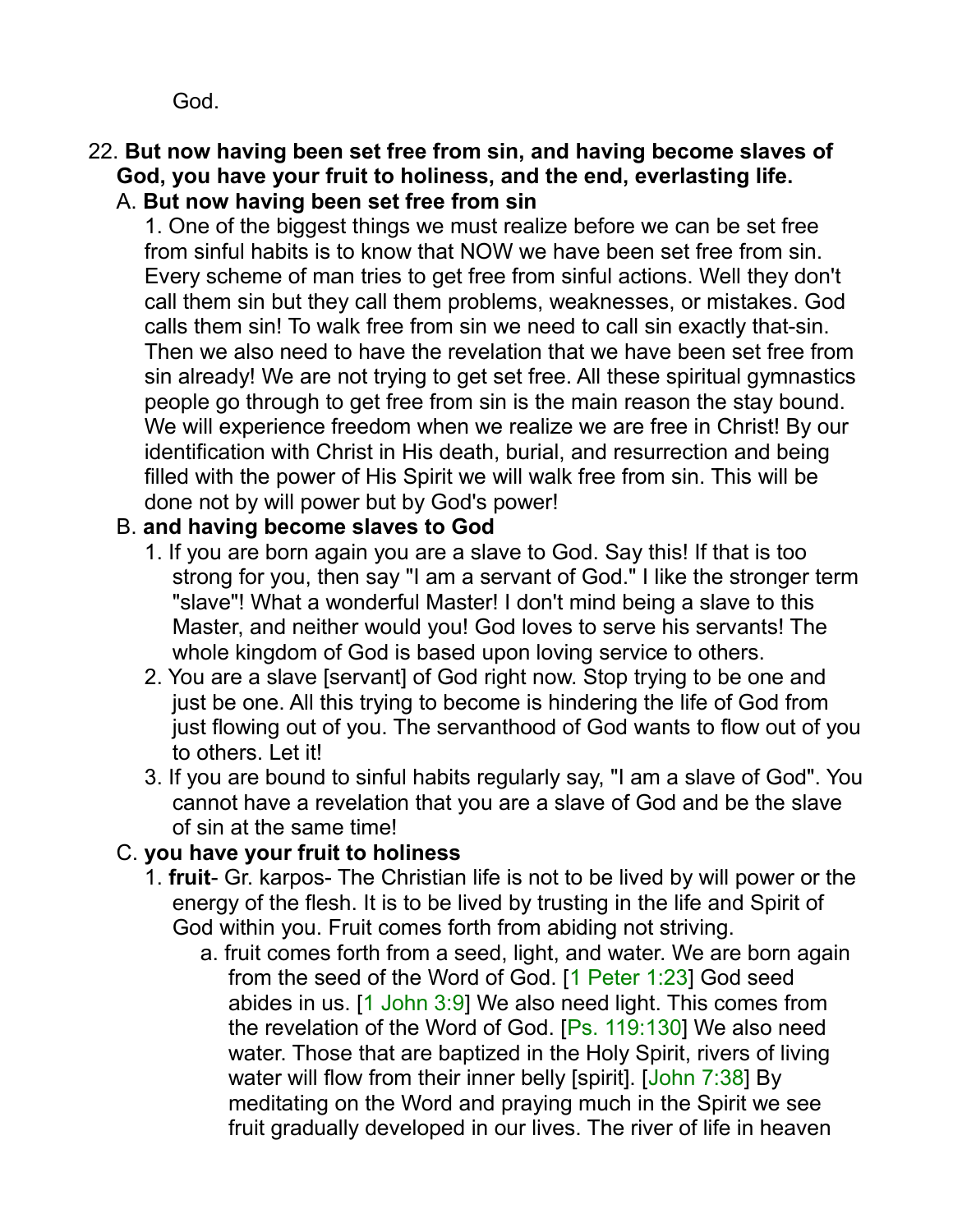God.

22. **But now having been set free from sin, and having become slaves of God, you have your fruit to holiness, and the end, everlasting life.**

   A. **But now having been set free from sin**

      1. One of the biggest things we must realize before we can be set free from sinful habits is to know that NOW we have been set free from sin. Every scheme of man tries to get free from sinful actions. Well they don't call them sin but they call them problems, weaknesses, or mistakes. God calls them sin! To walk free from sin we need to call sin exactly that-sin. Then we also need to have the revelation that we have been set free from sin already! We are not trying to get set free. All these spiritual gymnastics people go through to get free from sin is the main reason the stay bound. We will experience freedom when we realize we are free in Christ! By our identification with Christ in His death, burial, and resurrection and being filled with the power of His Spirit we will walk free from sin. This will be done not by will power but by God's power!

   B. **and having become slaves to God**

      1. If you are born again you are a slave to God. Say this! If that is too strong for you, then say "I am a servant of God." I like the stronger term "slave"! What a wonderful Master! I don't mind being a slave to this Master, and neither would you! God loves to serve his servants! The whole kingdom of God is based upon loving service to others.
      2. You are a slave [servant] of God right now. Stop trying to be one and just be one. All this trying to become is hindering the life of God from just flowing out of you. The servanthood of God wants to flow out of you to others. Let it!
      3. If you are bound to sinful habits regularly say, "I am a slave of God". You cannot have a revelation that you are a slave of God and be the slave of sin at the same time!

   C. **you have your fruit to holiness**

      1. **fruit**- Gr. karpos- The Christian life is not to be lived by will power or the energy of the flesh. It is to be lived by trusting in the life and Spirit of God within you. Fruit comes forth from abiding not striving.
         a. fruit comes forth from a seed, light, and water. We are born again from the seed of the Word of God. [1 Peter 1:23] God seed abides in us. [1 John 3:9] We also need light. This comes from the revelation of the Word of God. [Ps. 119:130] We also need water. Those that are baptized in the Holy Spirit, rivers of living water will flow from their inner belly [spirit]. [John 7:38] By meditating on the Word and praying much in the Spirit we see fruit gradually developed in our lives. The river of life in heaven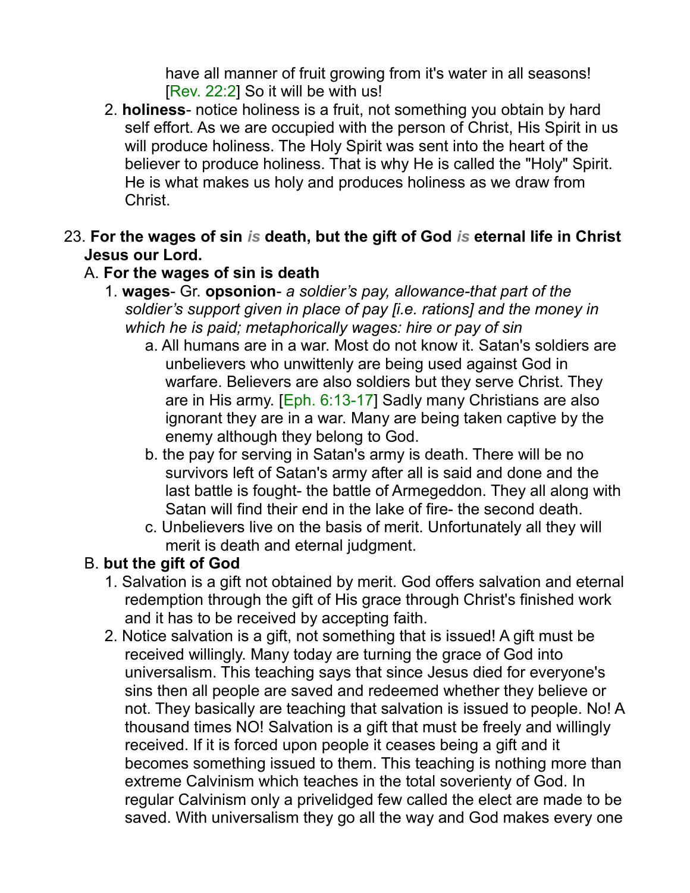have all manner of fruit growing from it's water in all seasons! [Rev. 22:2] So it will be with us!

2. **holiness**- notice holiness is a fruit, not something you obtain by hard self effort. As we are occupied with the person of Christ, His Spirit in us will produce holiness. The Holy Spirit was sent into the heart of the believer to produce holiness. That is why He is called the "Holy" Spirit. He is what makes us holy and produces holiness as we draw from Christ.

23. **For the wages of sin *is* death, but the gift of God *is* eternal life in Christ Jesus our Lord.**

A. **For the wages of sin is death**

1. **wages**- Gr. **opsonion**- *a soldier's pay, allowance-that part of the soldier's support given in place of pay [i.e. rations] and the money in which he is paid; metaphorically wages: hire or pay of sin*

a. All humans are in a war. Most do not know it. Satan's soldiers are unbelievers who unwittenly are being used against God in warfare. Believers are also soldiers but they serve Christ. They are in His army. [Eph. 6:13-17] Sadly many Christians are also ignorant they are in a war. Many are being taken captive by the enemy although they belong to God.

b. the pay for serving in Satan's army is death. There will be no survivors left of Satan's army after all is said and done and the last battle is fought- the battle of Armegeddon. They all along with Satan will find their end in the lake of fire- the second death.

c. Unbelievers live on the basis of merit. Unfortunately all they will merit is death and eternal judgment.

B. **but the gift of God**

1. Salvation is a gift not obtained by merit. God offers salvation and eternal redemption through the gift of His grace through Christ's finished work and it has to be received by accepting faith.

2. Notice salvation is a gift, not something that is issued! A gift must be received willingly. Many today are turning the grace of God into universalism. This teaching says that since Jesus died for everyone's sins then all people are saved and redeemed whether they believe or not. They basically are teaching that salvation is issued to people. No! A thousand times NO! Salvation is a gift that must be freely and willingly received. If it is forced upon people it ceases being a gift and it becomes something issued to them. This teaching is nothing more than extreme Calvinism which teaches in the total soverienty of God. In regular Calvinism only a privelidged few called the elect are made to be saved. With universalism they go all the way and God makes every one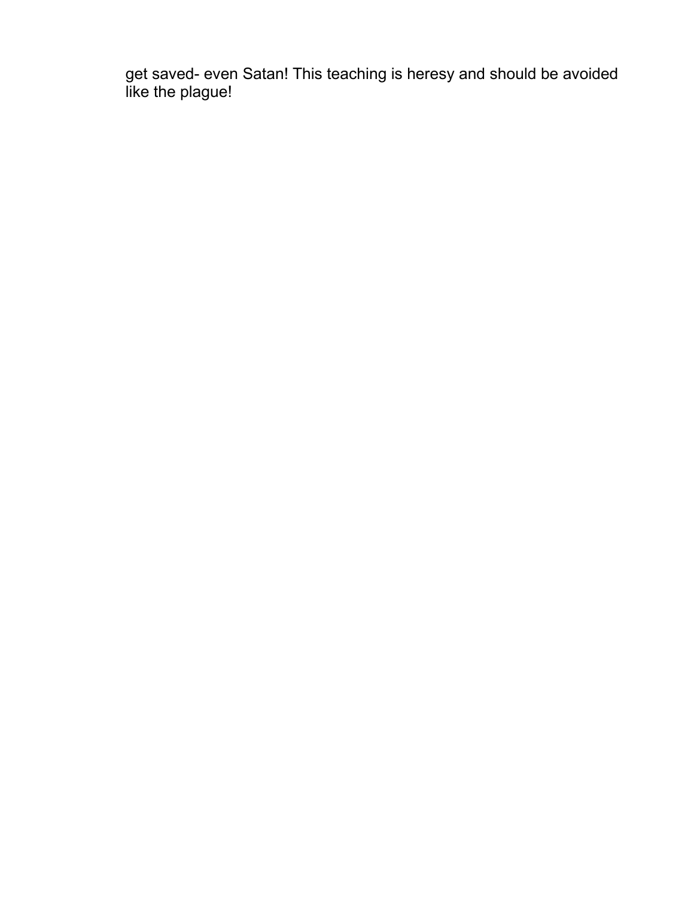get saved- even Satan! This teaching is heresy and should be avoided like the plague!